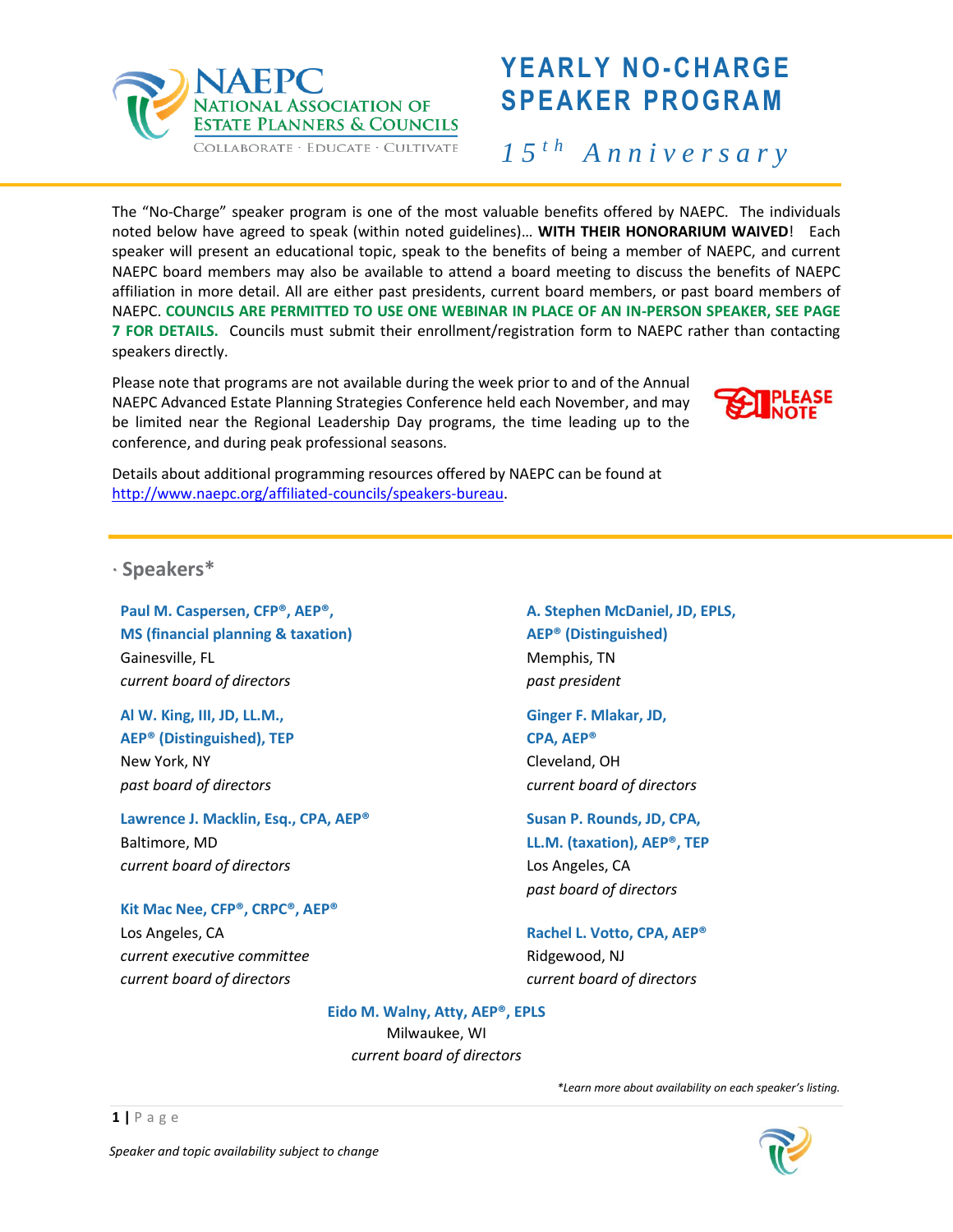NAEPC
NATIONAL ASSOCIATION OF ESTATE PLANNERS & COUNCILS
COLLABORATE · EDUCATE · CULTIVATE

# YEARLY NO-CHARGE SPEAKER PROGRAM

*15th Anniversary*

The "No-Charge" speaker program is one of the most valuable benefits offered by NAEPC. The individuals noted below have agreed to speak (within noted guidelines)… **WITH THEIR HONORARIUM WAIVED**! Each speaker will present an educational topic, speak to the benefits of being a member of NAEPC, and current NAEPC board members may also be available to attend a board meeting to discuss the benefits of NAEPC affiliation in more detail. All are either past presidents, current board members, or past board members of NAEPC. **COUNCILS ARE PERMITTED TO USE ONE WEBINAR IN PLACE OF AN IN-PERSON SPEAKER, SEE PAGE 7 FOR DETAILS.** Councils must submit their enrollment/registration form to NAEPC rather than contacting speakers directly.

PLEASE NOTE

Please note that programs are not available during the week prior to and of the Annual NAEPC Advanced Estate Planning Strategies Conference held each November, and may be limited near the Regional Leadership Day programs, the time leading up to the conference, and during peak professional seasons.

Details about additional programming resources offered by NAEPC can be found at [http://www.naepc.org/affiliated-councils/speakers-bureau](http://www.naepc.org/affiliated-councils/speakers-bureau).

## · Speakers*

**Paul M. Caspersen, CFP®, AEP®, MS (financial planning & taxation)**
Gainesville, FL
*current board of directors*

**Al W. King, III, JD, LL.M., AEP® (Distinguished), TEP**
New York, NY
*past board of directors*

**Lawrence J. Macklin, Esq., CPA, AEP®**
Baltimore, MD
*current board of directors*

**Kit Mac Nee, CFP®, CRPC®, AEP®**
Los Angeles, CA
*current executive committee*
*current board of directors*

**A. Stephen McDaniel, JD, EPLS, AEP® (Distinguished)**
Memphis, TN
*past president*

**Ginger F. Mlakar, JD, CPA, AEP®**
Cleveland, OH
*current board of directors*

**Susan P. Rounds, JD, CPA, LL.M. (taxation), AEP®, TEP**
Los Angeles, CA
*past board of directors*

**Rachel L. Votto, CPA, AEP®**
Ridgewood, NJ
*current board of directors*

**Eido M. Walny, Atty, AEP®, EPLS**
Milwaukee, WI
*current board of directors*

*\*Learn more about availability on each speaker's listing.*

*Speaker and topic availability subject to change*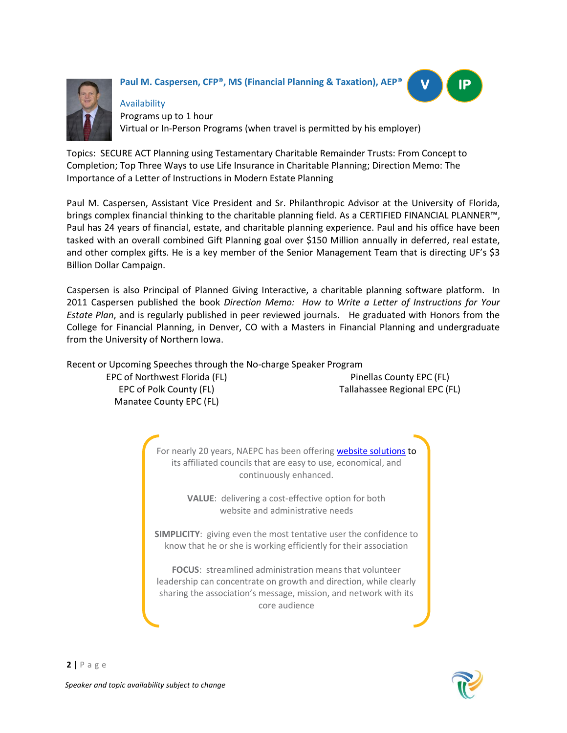### Paul M. Caspersen, CFP®, MS (Financial Planning & Taxation), AEP®

V IP

Availability

Programs up to 1 hour

Virtual or In-Person Programs (when travel is permitted by his employer)

Topics: SECURE ACT Planning using Testamentary Charitable Remainder Trusts: From Concept to Completion; Top Three Ways to use Life Insurance in Charitable Planning; Direction Memo: The Importance of a Letter of Instructions in Modern Estate Planning

Paul M. Caspersen, Assistant Vice President and Sr. Philanthropic Advisor at the University of Florida, brings complex financial thinking to the charitable planning field. As a CERTIFIED FINANCIAL PLANNER™, Paul has 24 years of financial, estate, and charitable planning experience. Paul and his office have been tasked with an overall combined Gift Planning goal over $150 Million annually in deferred, real estate, and other complex gifts. He is a key member of the Senior Management Team that is directing UF's $3 Billion Dollar Campaign.

Caspersen is also Principal of Planned Giving Interactive, a charitable planning software platform. In 2011 Caspersen published the book *Direction Memo: How to Write a Letter of Instructions for Your Estate Plan*, and is regularly published in peer reviewed journals. He graduated with Honors from the College for Financial Planning, in Denver, CO with a Masters in Financial Planning and undergraduate from the University of Northern Iowa.

Recent or Upcoming Speeches through the No-charge Speaker Program

- EPC of Northwest Florida (FL)
- EPC of Polk County (FL)
- Manatee County EPC (FL)
- Pinellas County EPC (FL)
- Tallahassee Regional EPC (FL)

For nearly 20 years, NAEPC has been offering website solutions to its affiliated councils that are easy to use, economical, and continuously enhanced.

**VALUE**: delivering a cost-effective option for both website and administrative needs

**SIMPLICITY**: giving even the most tentative user the confidence to know that he or she is working efficiently for their association

**FOCUS**: streamlined administration means that volunteer leadership can concentrate on growth and direction, while clearly sharing the association's message, mission, and network with its core audience

*Speaker and topic availability subject to change*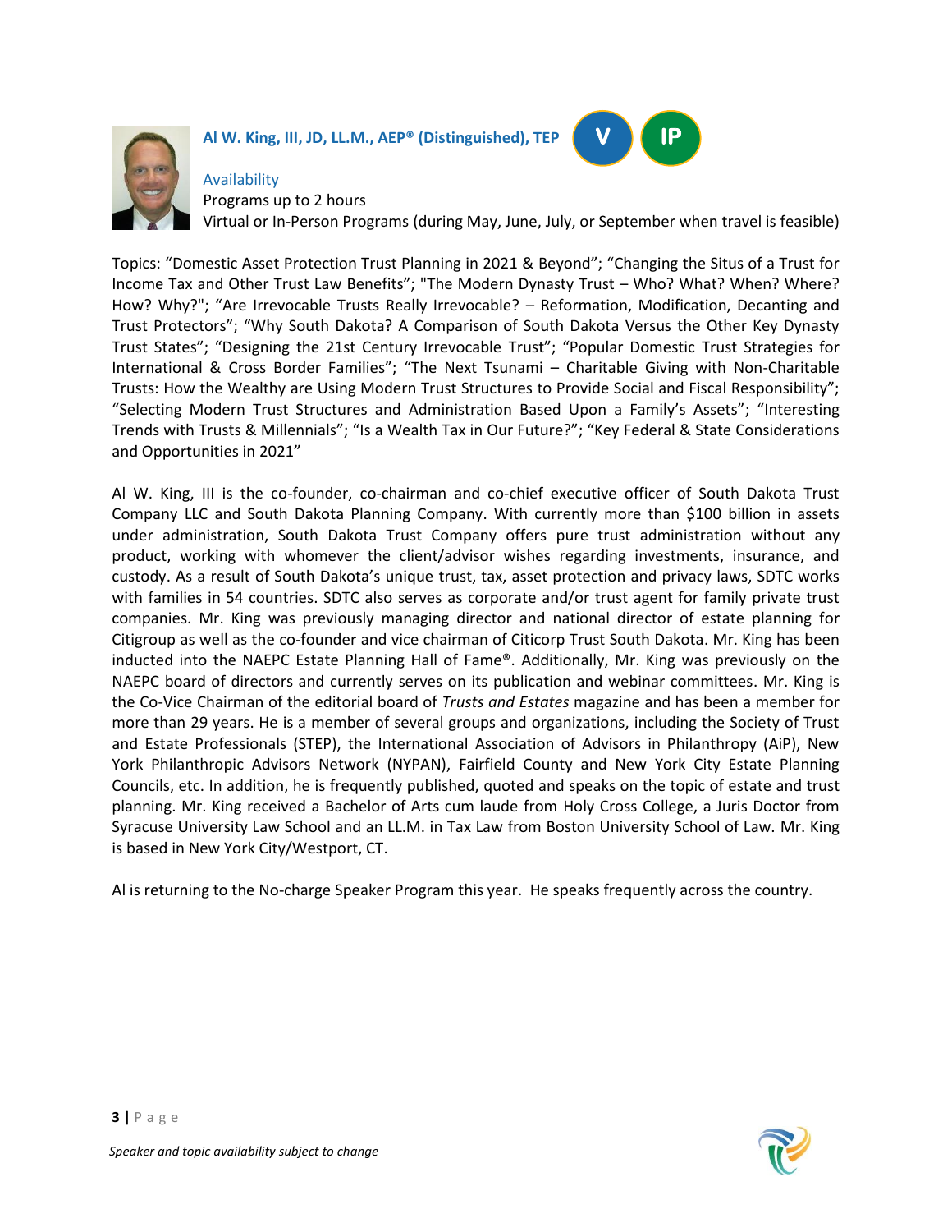**Al W. King, III, JD, LL.M., AEP® (Distinguished), TEP** V IP

Availability

Programs up to 2 hours

Virtual or In-Person Programs (during May, June, July, or September when travel is feasible)

Topics: “Domestic Asset Protection Trust Planning in 2021 & Beyond”; “Changing the Situs of a Trust for Income Tax and Other Trust Law Benefits”; "The Modern Dynasty Trust – Who? What? When? Where? How? Why?"; “Are Irrevocable Trusts Really Irrevocable? – Reformation, Modification, Decanting and Trust Protectors”; “Why South Dakota? A Comparison of South Dakota Versus the Other Key Dynasty Trust States”; “Designing the 21st Century Irrevocable Trust”; “Popular Domestic Trust Strategies for International & Cross Border Families”; “The Next Tsunami – Charitable Giving with Non-Charitable Trusts: How the Wealthy are Using Modern Trust Structures to Provide Social and Fiscal Responsibility”; “Selecting Modern Trust Structures and Administration Based Upon a Family’s Assets”; “Interesting Trends with Trusts & Millennials”; “Is a Wealth Tax in Our Future?”; “Key Federal & State Considerations and Opportunities in 2021”

Al W. King, III is the co-founder, co-chairman and co-chief executive officer of South Dakota Trust Company LLC and South Dakota Planning Company. With currently more than $100 billion in assets under administration, South Dakota Trust Company offers pure trust administration without any product, working with whomever the client/advisor wishes regarding investments, insurance, and custody. As a result of South Dakota’s unique trust, tax, asset protection and privacy laws, SDTC works with families in 54 countries. SDTC also serves as corporate and/or trust agent for family private trust companies. Mr. King was previously managing director and national director of estate planning for Citigroup as well as the co-founder and vice chairman of Citicorp Trust South Dakota. Mr. King has been inducted into the NAEPC Estate Planning Hall of Fame®. Additionally, Mr. King was previously on the NAEPC board of directors and currently serves on its publication and webinar committees. Mr. King is the Co-Vice Chairman of the editorial board of *Trusts and Estates* magazine and has been a member for more than 29 years. He is a member of several groups and organizations, including the Society of Trust and Estate Professionals (STEP), the International Association of Advisors in Philanthropy (AiP), New York Philanthropic Advisors Network (NYPAN), Fairfield County and New York City Estate Planning Councils, etc. In addition, he is frequently published, quoted and speaks on the topic of estate and trust planning. Mr. King received a Bachelor of Arts cum laude from Holy Cross College, a Juris Doctor from Syracuse University Law School and an LL.M. in Tax Law from Boston University School of Law. Mr. King is based in New York City/Westport, CT.

Al is returning to the No-charge Speaker Program this year. He speaks frequently across the country.

*Speaker and topic availability subject to change*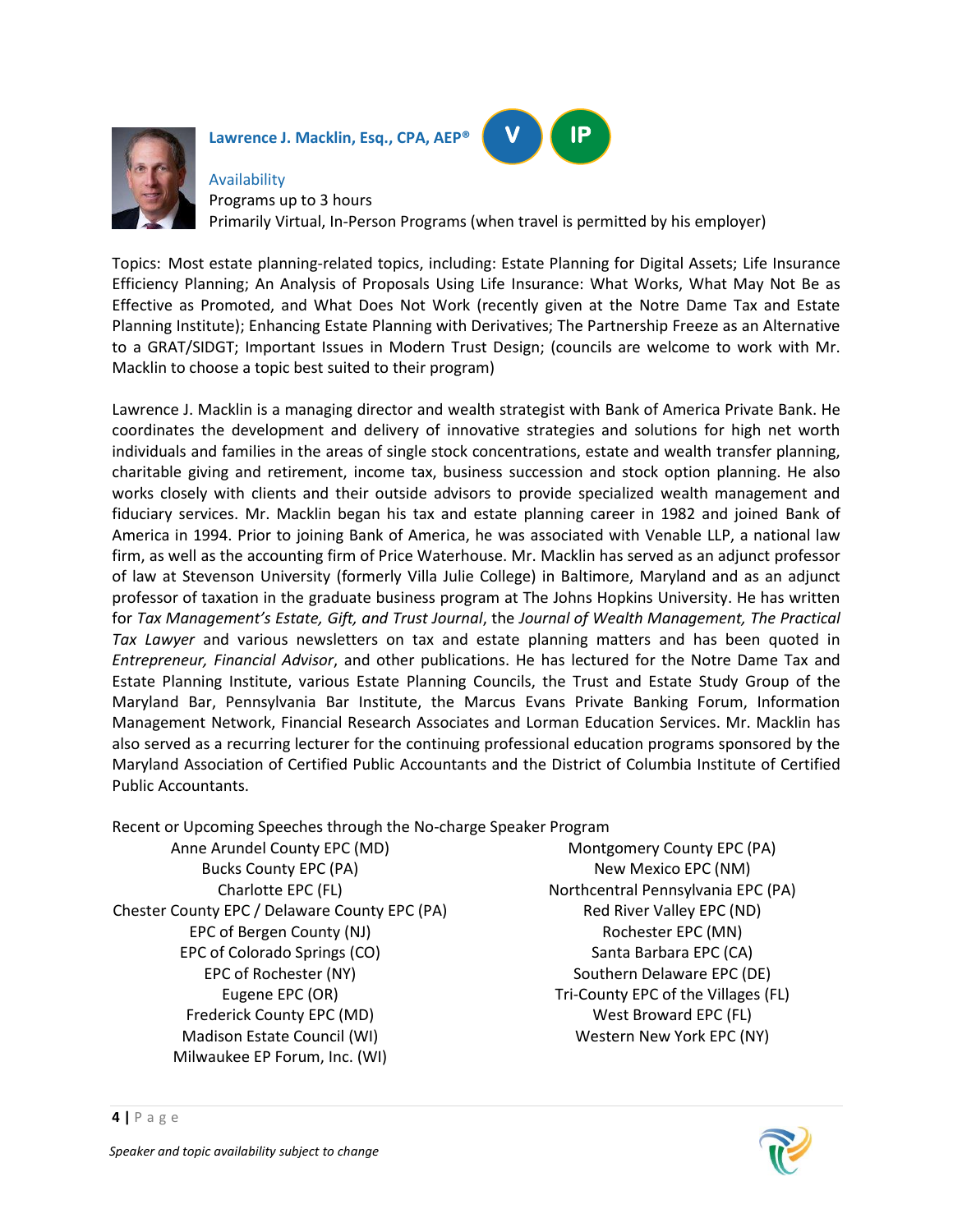### Lawrence J. Macklin, Esq., CPA, AEP®

V IP

Availability
Programs up to 3 hours
Primarily Virtual, In-Person Programs (when travel is permitted by his employer)

Topics: Most estate planning-related topics, including: Estate Planning for Digital Assets; Life Insurance Efficiency Planning; An Analysis of Proposals Using Life Insurance: What Works, What May Not Be as Effective as Promoted, and What Does Not Work (recently given at the Notre Dame Tax and Estate Planning Institute); Enhancing Estate Planning with Derivatives; The Partnership Freeze as an Alternative to a GRAT/SIDGT; Important Issues in Modern Trust Design; (councils are welcome to work with Mr. Macklin to choose a topic best suited to their program)

Lawrence J. Macklin is a managing director and wealth strategist with Bank of America Private Bank. He coordinates the development and delivery of innovative strategies and solutions for high net worth individuals and families in the areas of single stock concentrations, estate and wealth transfer planning, charitable giving and retirement, income tax, business succession and stock option planning. He also works closely with clients and their outside advisors to provide specialized wealth management and fiduciary services. Mr. Macklin began his tax and estate planning career in 1982 and joined Bank of America in 1994. Prior to joining Bank of America, he was associated with Venable LLP, a national law firm, as well as the accounting firm of Price Waterhouse. Mr. Macklin has served as an adjunct professor of law at Stevenson University (formerly Villa Julie College) in Baltimore, Maryland and as an adjunct professor of taxation in the graduate business program at The Johns Hopkins University. He has written for *Tax Management's Estate, Gift, and Trust Journal*, the *Journal of Wealth Management, The Practical Tax Lawyer* and various newsletters on tax and estate planning matters and has been quoted in *Entrepreneur, Financial Advisor*, and other publications. He has lectured for the Notre Dame Tax and Estate Planning Institute, various Estate Planning Councils, the Trust and Estate Study Group of the Maryland Bar, Pennsylvania Bar Institute, the Marcus Evans Private Banking Forum, Information Management Network, Financial Research Associates and Lorman Education Services. Mr. Macklin has also served as a recurring lecturer for the continuing professional education programs sponsored by the Maryland Association of Certified Public Accountants and the District of Columbia Institute of Certified Public Accountants.

Recent or Upcoming Speeches through the No-charge Speaker Program

- Anne Arundel County EPC (MD)
- Bucks County EPC (PA)
- Charlotte EPC (FL)
- Chester County EPC / Delaware County EPC (PA)
- EPC of Bergen County (NJ)
- EPC of Colorado Springs (CO)
- EPC of Rochester (NY)
- Eugene EPC (OR)
- Frederick County EPC (MD)
- Madison Estate Council (WI)
- Milwaukee EP Forum, Inc. (WI)
- Montgomery County EPC (PA)
- New Mexico EPC (NM)
- Northcentral Pennsylvania EPC (PA)
- Red River Valley EPC (ND)
- Rochester EPC (MN)
- Santa Barbara EPC (CA)
- Southern Delaware EPC (DE)
- Tri-County EPC of the Villages (FL)
- West Broward EPC (FL)
- Western New York EPC (NY)

*Speaker and topic availability subject to change*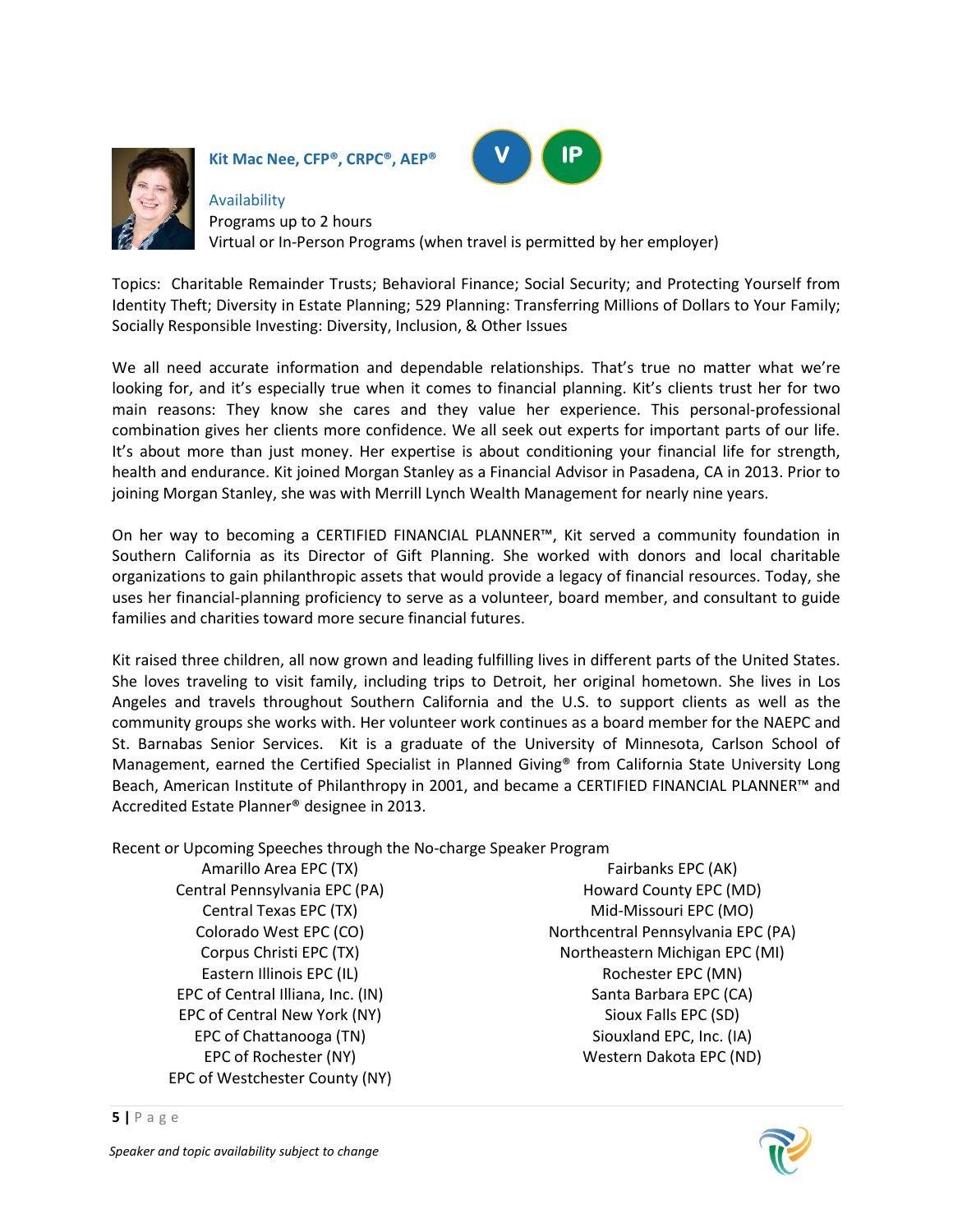## Kit Mac Nee, CFP®, CRPC®, AEP®

V IP

Availability
Programs up to 2 hours
Virtual or In-Person Programs (when travel is permitted by her employer)

Topics: Charitable Remainder Trusts; Behavioral Finance; Social Security; and Protecting Yourself from Identity Theft; Diversity in Estate Planning; 529 Planning: Transferring Millions of Dollars to Your Family; Socially Responsible Investing: Diversity, Inclusion, & Other Issues

We all need accurate information and dependable relationships. That's true no matter what we're looking for, and it's especially true when it comes to financial planning. Kit's clients trust her for two main reasons: They know she cares and they value her experience. This personal-professional combination gives her clients more confidence. We all seek out experts for important parts of our life. It's about more than just money. Her expertise is about conditioning your financial life for strength, health and endurance. Kit joined Morgan Stanley as a Financial Advisor in Pasadena, CA in 2013. Prior to joining Morgan Stanley, she was with Merrill Lynch Wealth Management for nearly nine years.

On her way to becoming a CERTIFIED FINANCIAL PLANNER™, Kit served a community foundation in Southern California as its Director of Gift Planning. She worked with donors and local charitable organizations to gain philanthropic assets that would provide a legacy of financial resources. Today, she uses her financial-planning proficiency to serve as a volunteer, board member, and consultant to guide families and charities toward more secure financial futures.

Kit raised three children, all now grown and leading fulfilling lives in different parts of the United States. She loves traveling to visit family, including trips to Detroit, her original hometown. She lives in Los Angeles and travels throughout Southern California and the U.S. to support clients as well as the community groups she works with. Her volunteer work continues as a board member for the NAEPC and St. Barnabas Senior Services. Kit is a graduate of the University of Minnesota, Carlson School of Management, earned the Certified Specialist in Planned Giving® from California State University Long Beach, American Institute of Philanthropy in 2001, and became a CERTIFIED FINANCIAL PLANNER™ and Accredited Estate Planner® designee in 2013.

Recent or Upcoming Speeches through the No-charge Speaker Program

- Amarillo Area EPC (TX)
- Central Pennsylvania EPC (PA)
- Central Texas EPC (TX)
- Colorado West EPC (CO)
- Corpus Christi EPC (TX)
- Eastern Illinois EPC (IL)
- EPC of Central Illiana, Inc. (IN)
- EPC of Central New York (NY)
- EPC of Chattanooga (TN)
- EPC of Rochester (NY)
- EPC of Westchester County (NY)
- Fairbanks EPC (AK)
- Howard County EPC (MD)
- Mid-Missouri EPC (MO)
- Northcentral Pennsylvania EPC (PA)
- Northeastern Michigan EPC (MI)
- Rochester EPC (MN)
- Santa Barbara EPC (CA)
- Sioux Falls EPC (SD)
- Siouxland EPC, Inc. (IA)
- Western Dakota EPC (ND)

*Speaker and topic availability subject to change*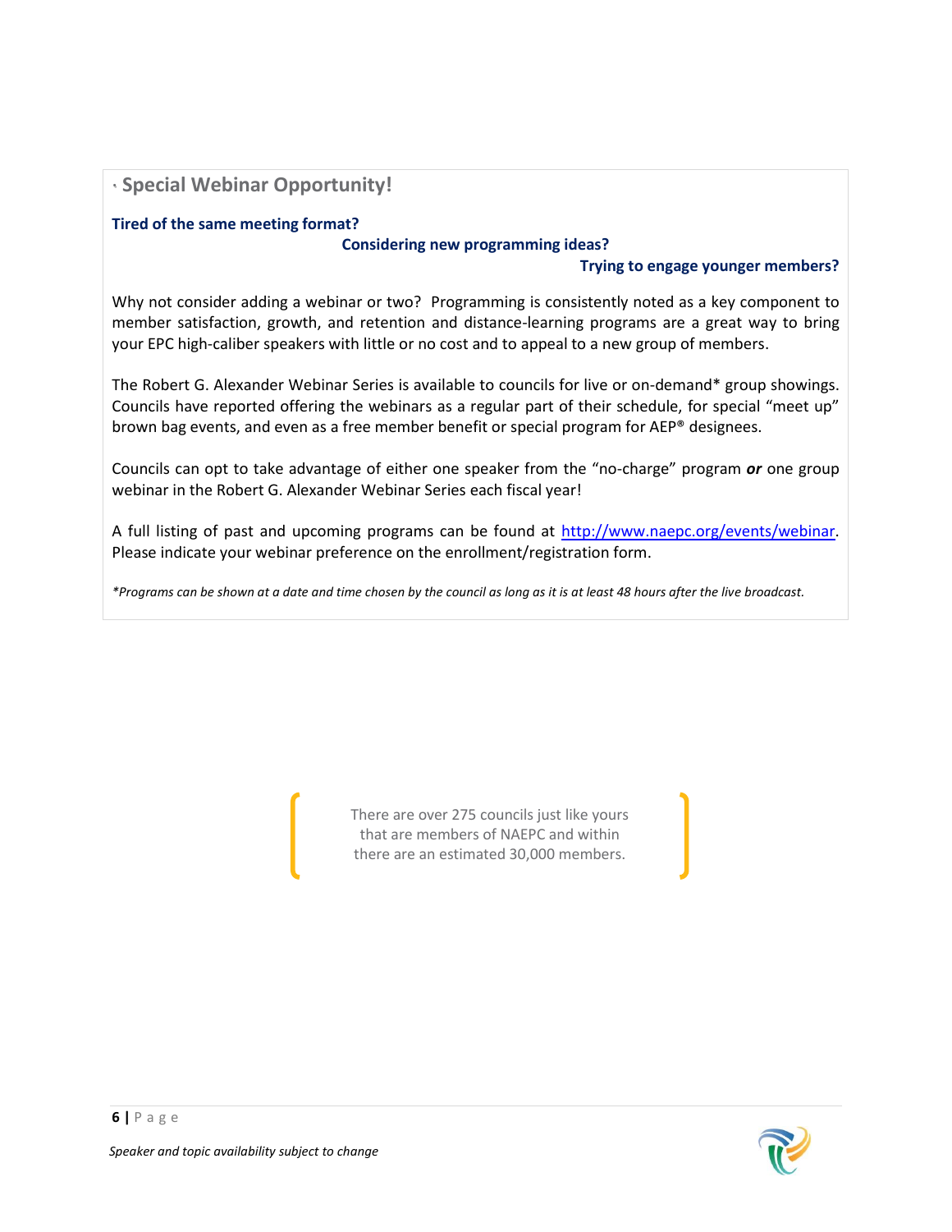## Special Webinar Opportunity!

**Tired of the same meeting format?**

**Considering new programming ideas?**

**Trying to engage younger members?**

Why not consider adding a webinar or two? Programming is consistently noted as a key component to member satisfaction, growth, and retention and distance-learning programs are a great way to bring your EPC high-caliber speakers with little or no cost and to appeal to a new group of members.

The Robert G. Alexander Webinar Series is available to councils for live or on-demand* group showings. Councils have reported offering the webinars as a regular part of their schedule, for special "meet up" brown bag events, and even as a free member benefit or special program for AEP® designees.

Councils can opt to take advantage of either one speaker from the "no-charge" program ***or*** one group webinar in the Robert G. Alexander Webinar Series each fiscal year!

A full listing of past and upcoming programs can be found at http://www.naepc.org/events/webinar. Please indicate your webinar preference on the enrollment/registration form.

*\*Programs can be shown at a date and time chosen by the council as long as it is at least 48 hours after the live broadcast.*

> There are over 275 councils just like yours that are members of NAEPC and within there are an estimated 30,000 members.

*Speaker and topic availability subject to change*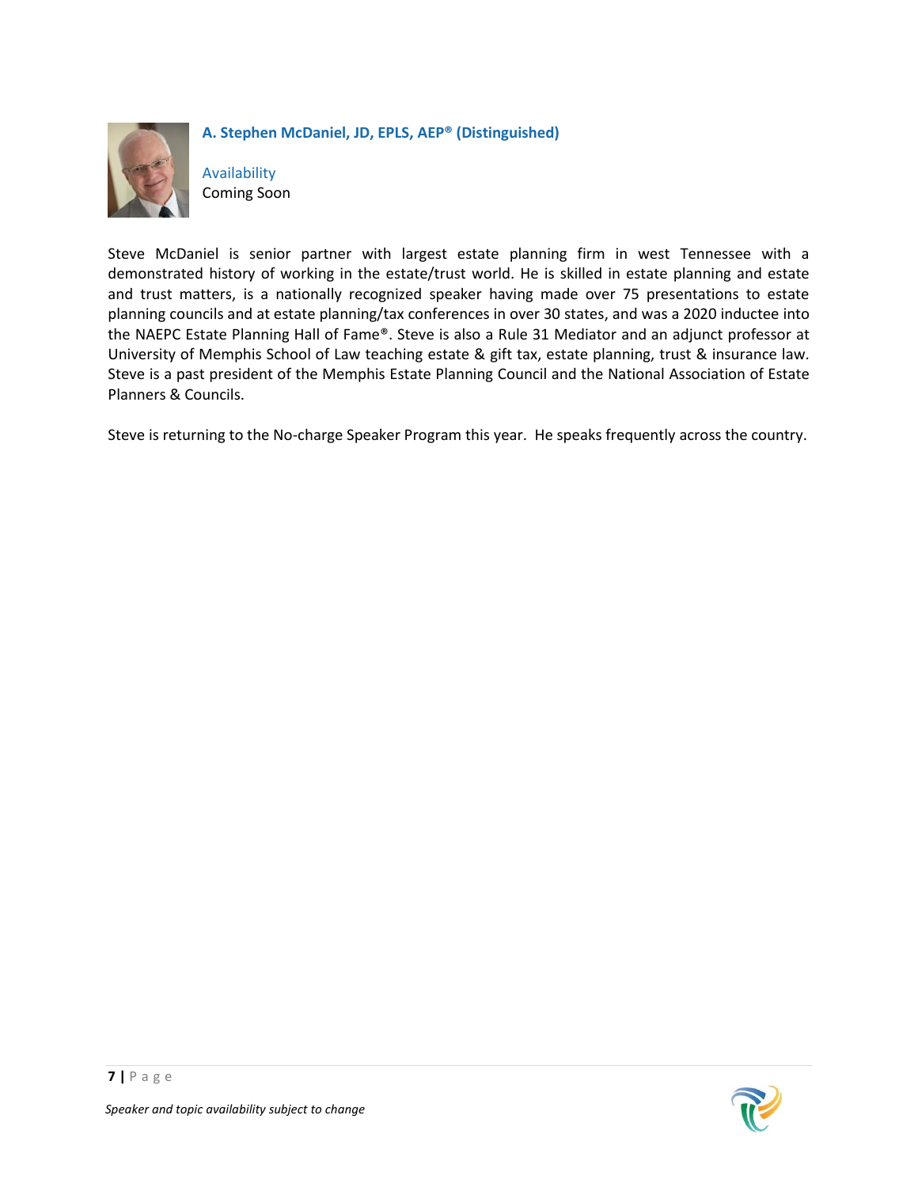### A. Stephen McDaniel, JD, EPLS, AEP® (Distinguished)

Availability
Coming Soon

Steve McDaniel is senior partner with largest estate planning firm in west Tennessee with a demonstrated history of working in the estate/trust world. He is skilled in estate planning and estate and trust matters, is a nationally recognized speaker having made over 75 presentations to estate planning councils and at estate planning/tax conferences in over 30 states, and was a 2020 inductee into the NAEPC Estate Planning Hall of Fame®. Steve is also a Rule 31 Mediator and an adjunct professor at University of Memphis School of Law teaching estate & gift tax, estate planning, trust & insurance law. Steve is a past president of the Memphis Estate Planning Council and the National Association of Estate Planners & Councils.

Steve is returning to the No-charge Speaker Program this year. He speaks frequently across the country.

*Speaker and topic availability subject to change*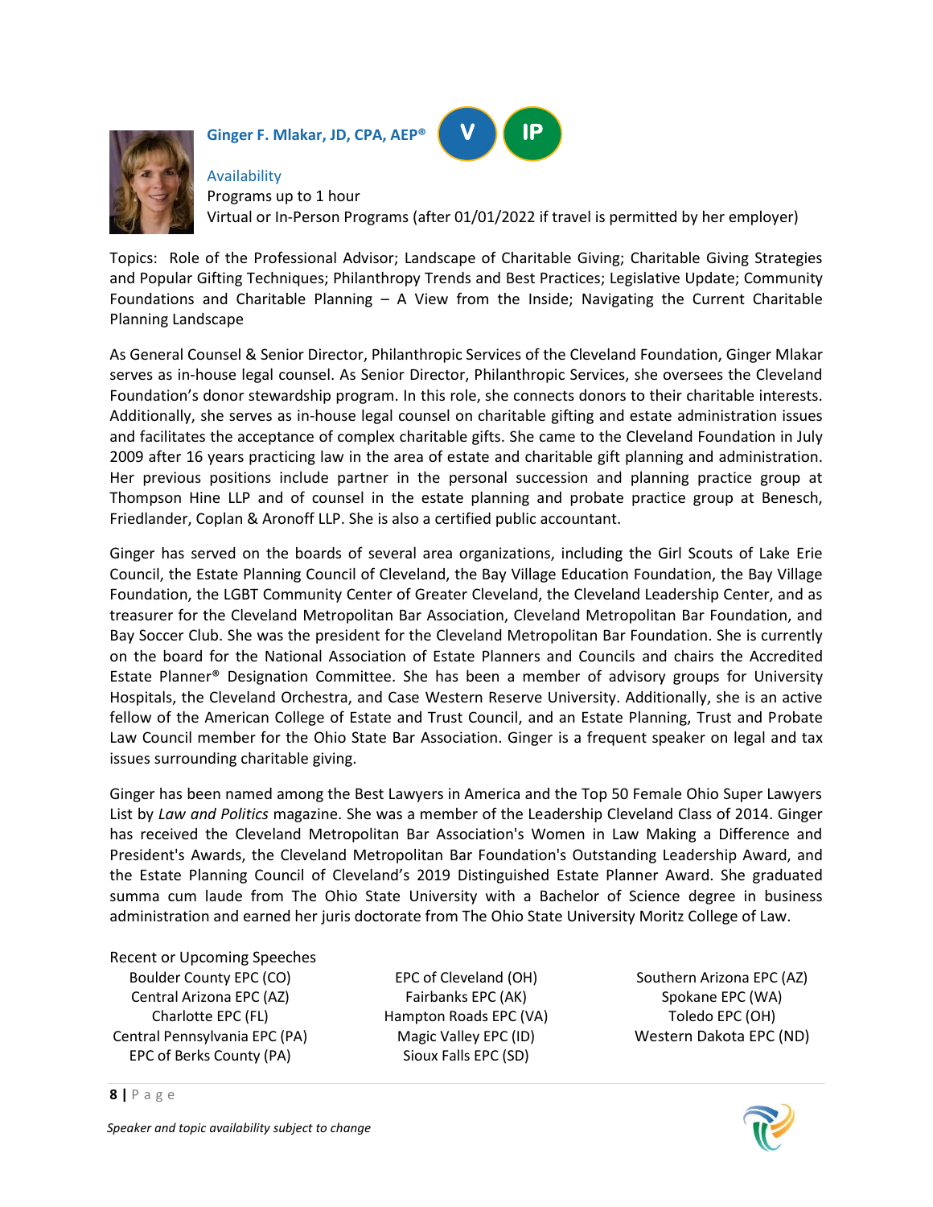## Ginger F. Mlakar, JD, CPA, AEP®

V IP

**Availability**

Programs up to 1 hour

Virtual or In-Person Programs (after 01/01/2022 if travel is permitted by her employer)

Topics: Role of the Professional Advisor; Landscape of Charitable Giving; Charitable Giving Strategies and Popular Gifting Techniques; Philanthropy Trends and Best Practices; Legislative Update; Community Foundations and Charitable Planning – A View from the Inside; Navigating the Current Charitable Planning Landscape

As General Counsel & Senior Director, Philanthropic Services of the Cleveland Foundation, Ginger Mlakar serves as in-house legal counsel. As Senior Director, Philanthropic Services, she oversees the Cleveland Foundation's donor stewardship program. In this role, she connects donors to their charitable interests. Additionally, she serves as in-house legal counsel on charitable gifting and estate administration issues and facilitates the acceptance of complex charitable gifts. She came to the Cleveland Foundation in July 2009 after 16 years practicing law in the area of estate and charitable gift planning and administration. Her previous positions include partner in the personal succession and planning practice group at Thompson Hine LLP and of counsel in the estate planning and probate practice group at Benesch, Friedlander, Coplan & Aronoff LLP. She is also a certified public accountant.

Ginger has served on the boards of several area organizations, including the Girl Scouts of Lake Erie Council, the Estate Planning Council of Cleveland, the Bay Village Education Foundation, the Bay Village Foundation, the LGBT Community Center of Greater Cleveland, the Cleveland Leadership Center, and as treasurer for the Cleveland Metropolitan Bar Association, Cleveland Metropolitan Bar Foundation, and Bay Soccer Club. She was the president for the Cleveland Metropolitan Bar Foundation. She is currently on the board for the National Association of Estate Planners and Councils and chairs the Accredited Estate Planner® Designation Committee. She has been a member of advisory groups for University Hospitals, the Cleveland Orchestra, and Case Western Reserve University. Additionally, she is an active fellow of the American College of Estate and Trust Council, and an Estate Planning, Trust and Probate Law Council member for the Ohio State Bar Association. Ginger is a frequent speaker on legal and tax issues surrounding charitable giving.

Ginger has been named among the Best Lawyers in America and the Top 50 Female Ohio Super Lawyers List by *Law and Politics* magazine. She was a member of the Leadership Cleveland Class of 2014. Ginger has received the Cleveland Metropolitan Bar Association's Women in Law Making a Difference and President's Awards, the Cleveland Metropolitan Bar Foundation's Outstanding Leadership Award, and the Estate Planning Council of Cleveland's 2019 Distinguished Estate Planner Award. She graduated summa cum laude from The Ohio State University with a Bachelor of Science degree in business administration and earned her juris doctorate from The Ohio State University Moritz College of Law.

Recent or Upcoming Speeches

- Boulder County EPC (CO)
- Central Arizona EPC (AZ)
- Charlotte EPC (FL)
- Central Pennsylvania EPC (PA)
- EPC of Berks County (PA)
- EPC of Cleveland (OH)
- Fairbanks EPC (AK)
- Hampton Roads EPC (VA)
- Magic Valley EPC (ID)
- Sioux Falls EPC (SD)
- Southern Arizona EPC (AZ)
- Spokane EPC (WA)
- Toledo EPC (OH)
- Western Dakota EPC (ND)

*Speaker and topic availability subject to change*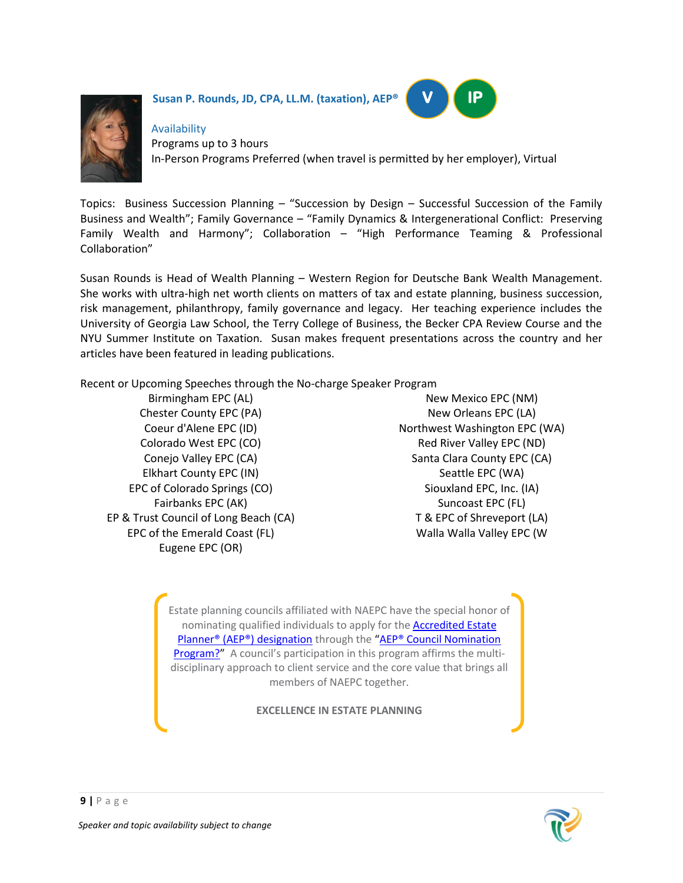### Susan P. Rounds, JD, CPA, LL.M. (taxation), AEP®

V IP

**Availability**
Programs up to 3 hours
In-Person Programs Preferred (when travel is permitted by her employer), Virtual

Topics: Business Succession Planning – "Succession by Design – Successful Succession of the Family Business and Wealth"; Family Governance – "Family Dynamics & Intergenerational Conflict: Preserving Family Wealth and Harmony"; Collaboration – "High Performance Teaming & Professional Collaboration"

Susan Rounds is Head of Wealth Planning – Western Region for Deutsche Bank Wealth Management. She works with ultra-high net worth clients on matters of tax and estate planning, business succession, risk management, philanthropy, family governance and legacy. Her teaching experience includes the University of Georgia Law School, the Terry College of Business, the Becker CPA Review Course and the NYU Summer Institute on Taxation. Susan makes frequent presentations across the country and her articles have been featured in leading publications.

Recent or Upcoming Speeches through the No-charge Speaker Program

- Birmingham EPC (AL)
- Chester County EPC (PA)
- Coeur d'Alene EPC (ID)
- Colorado West EPC (CO)
- Conejo Valley EPC (CA)
- Elkhart County EPC (IN)
- EPC of Colorado Springs (CO)
- Fairbanks EPC (AK)
- EP & Trust Council of Long Beach (CA)
- EPC of the Emerald Coast (FL)
- Eugene EPC (OR)
- New Mexico EPC (NM)
- New Orleans EPC (LA)
- Northwest Washington EPC (WA)
- Red River Valley EPC (ND)
- Santa Clara County EPC (CA)
- Seattle EPC (WA)
- Siouxland EPC, Inc. (IA)
- Suncoast EPC (FL)
- T & EPC of Shreveport (LA)
- Walla Walla Valley EPC (W

Estate planning councils affiliated with NAEPC have the special honor of nominating qualified individuals to apply for the Accredited Estate Planner® (AEP®) designation through the "AEP® Council Nomination Program?" A council's participation in this program affirms the multi-disciplinary approach to client service and the core value that brings all members of NAEPC together.

**EXCELLENCE IN ESTATE PLANNING**

*Speaker and topic availability subject to change*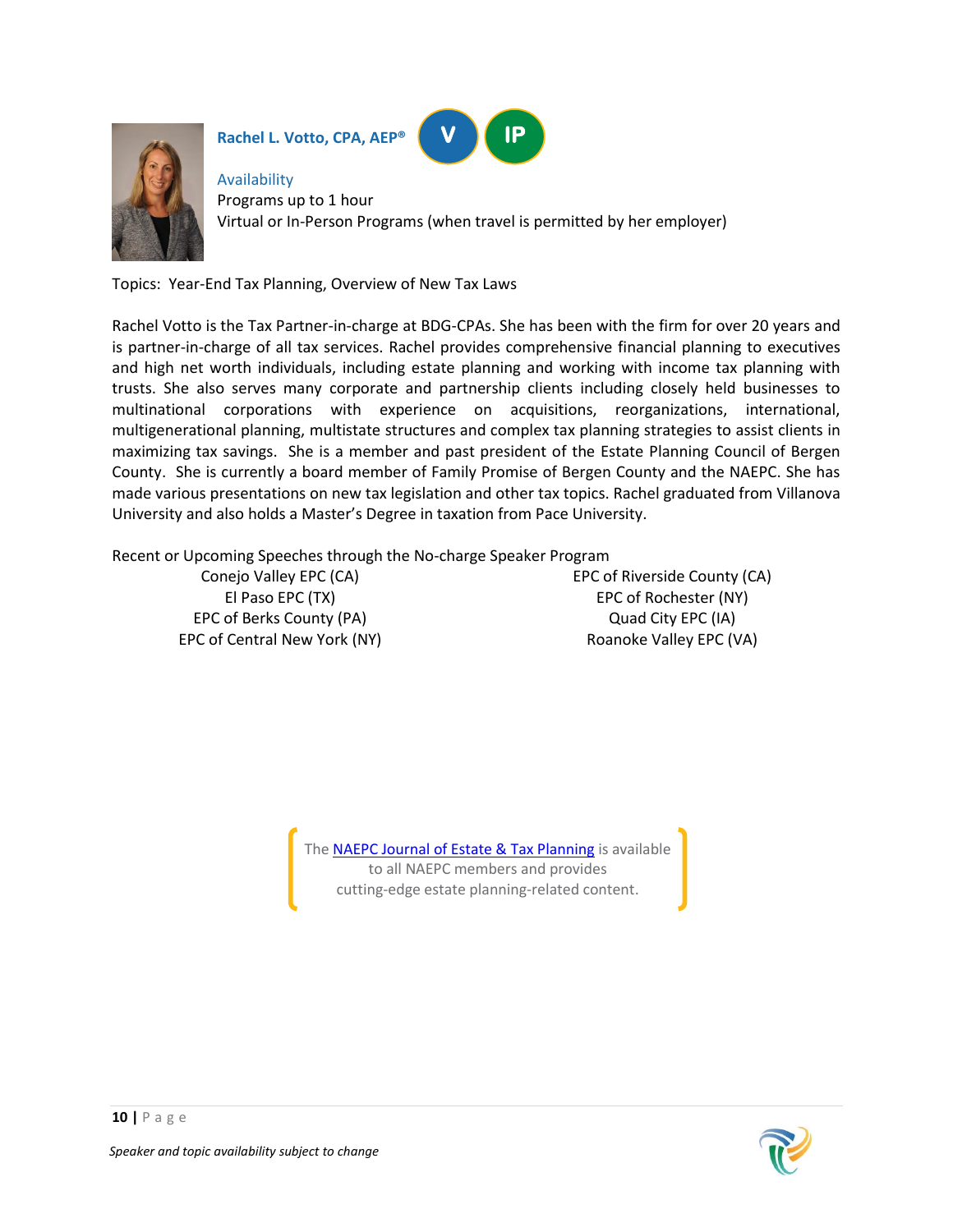**Rachel L. Votto, CPA, AEP®** V IP

Availability
Programs up to 1 hour
Virtual or In-Person Programs (when travel is permitted by her employer)

Topics: Year-End Tax Planning, Overview of New Tax Laws

Rachel Votto is the Tax Partner-in-charge at BDG-CPAs. She has been with the firm for over 20 years and is partner-in-charge of all tax services. Rachel provides comprehensive financial planning to executives and high net worth individuals, including estate planning and working with income tax planning with trusts. She also serves many corporate and partnership clients including closely held businesses to multinational corporations with experience on acquisitions, reorganizations, international, multigenerational planning, multistate structures and complex tax planning strategies to assist clients in maximizing tax savings. She is a member and past president of the Estate Planning Council of Bergen County. She is currently a board member of Family Promise of Bergen County and the NAEPC. She has made various presentations on new tax legislation and other tax topics. Rachel graduated from Villanova University and also holds a Master's Degree in taxation from Pace University.

Recent or Upcoming Speeches through the No-charge Speaker Program

- Conejo Valley EPC (CA)
- El Paso EPC (TX)
- EPC of Berks County (PA)
- EPC of Central New York (NY)
- EPC of Riverside County (CA)
- EPC of Rochester (NY)
- Quad City EPC (IA)
- Roanoke Valley EPC (VA)

The NAEPC Journal of Estate & Tax Planning is available to all NAEPC members and provides cutting-edge estate planning-related content.

*Speaker and topic availability subject to change*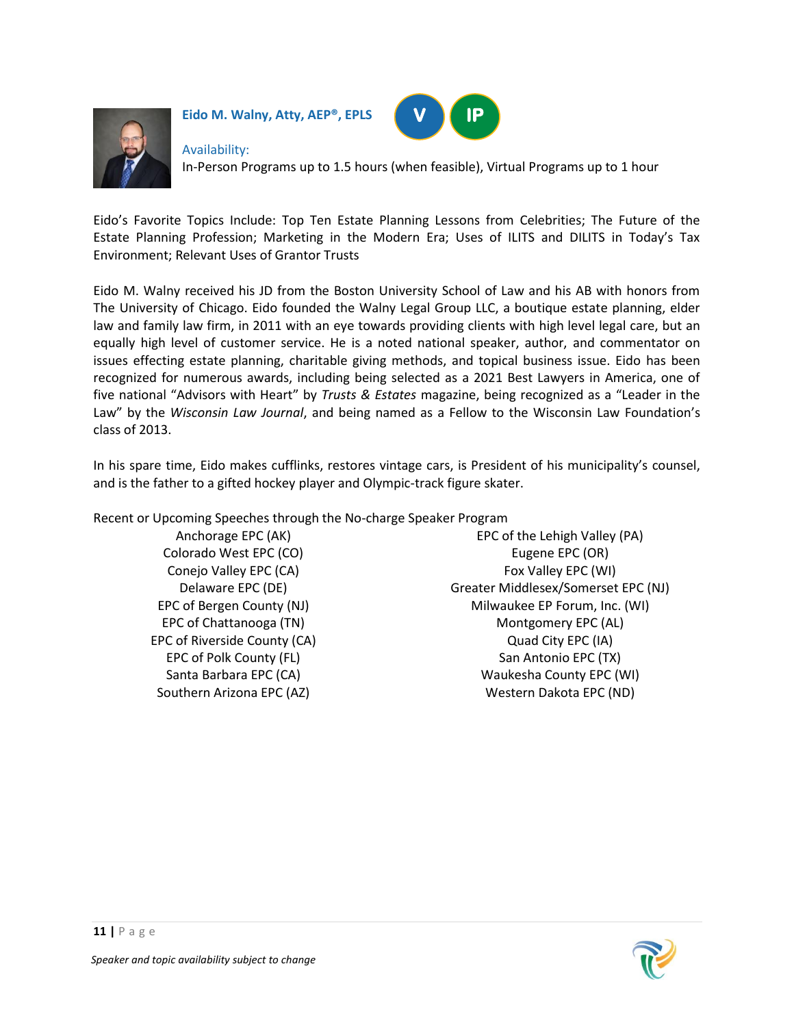**Eido M. Walny, Atty, AEP®, EPLS**

V IP

Availability:
In-Person Programs up to 1.5 hours (when feasible), Virtual Programs up to 1 hour

Eido's Favorite Topics Include: Top Ten Estate Planning Lessons from Celebrities; The Future of the Estate Planning Profession; Marketing in the Modern Era; Uses of ILITS and DILITS in Today's Tax Environment; Relevant Uses of Grantor Trusts

Eido M. Walny received his JD from the Boston University School of Law and his AB with honors from The University of Chicago. Eido founded the Walny Legal Group LLC, a boutique estate planning, elder law and family law firm, in 2011 with an eye towards providing clients with high level legal care, but an equally high level of customer service. He is a noted national speaker, author, and commentator on issues effecting estate planning, charitable giving methods, and topical business issue. Eido has been recognized for numerous awards, including being selected as a 2021 Best Lawyers in America, one of five national "Advisors with Heart" by *Trusts & Estates* magazine, being recognized as a "Leader in the Law" by the *Wisconsin Law Journal*, and being named as a Fellow to the Wisconsin Law Foundation's class of 2013.

In his spare time, Eido makes cufflinks, restores vintage cars, is President of his municipality's counsel, and is the father to a gifted hockey player and Olympic-track figure skater.

Recent or Upcoming Speeches through the No-charge Speaker Program

- Anchorage EPC (AK)
- Colorado West EPC (CO)
- Conejo Valley EPC (CA)
- Delaware EPC (DE)
- EPC of Bergen County (NJ)
- EPC of Chattanooga (TN)
- EPC of Riverside County (CA)
- EPC of Polk County (FL)
- Santa Barbara EPC (CA)
- Southern Arizona EPC (AZ)
- EPC of the Lehigh Valley (PA)
- Eugene EPC (OR)
- Fox Valley EPC (WI)
- Greater Middlesex/Somerset EPC (NJ)
- Milwaukee EP Forum, Inc. (WI)
- Montgomery EPC (AL)
- Quad City EPC (IA)
- San Antonio EPC (TX)
- Waukesha County EPC (WI)
- Western Dakota EPC (ND)

*Speaker and topic availability subject to change*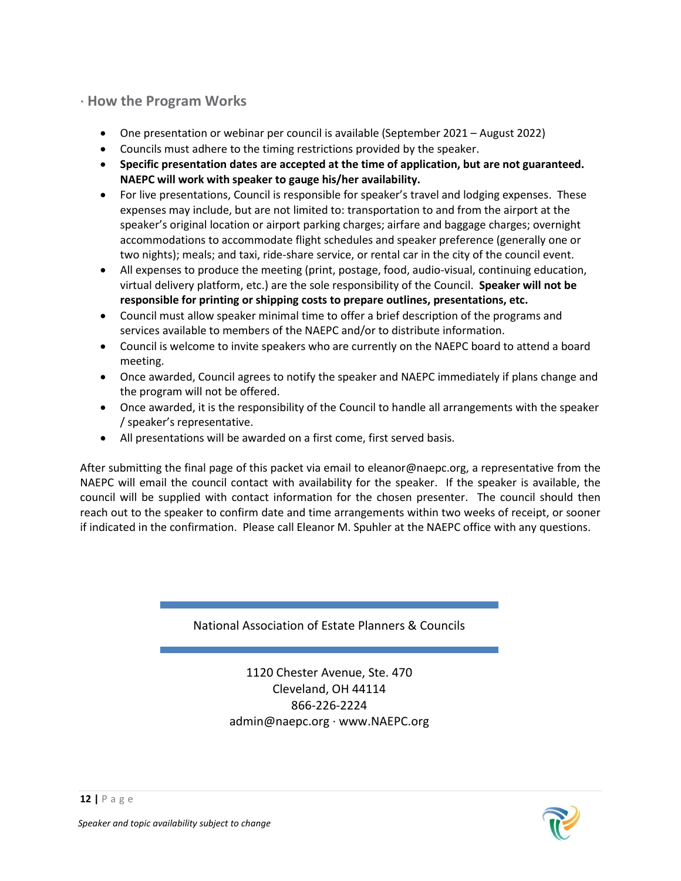## · How the Program Works

- One presentation or webinar per council is available (September 2021 – August 2022)
- Councils must adhere to the timing restrictions provided by the speaker.
- **Specific presentation dates are accepted at the time of application, but are not guaranteed. NAEPC will work with speaker to gauge his/her availability.**
- For live presentations, Council is responsible for speaker's travel and lodging expenses. These expenses may include, but are not limited to: transportation to and from the airport at the speaker's original location or airport parking charges; airfare and baggage charges; overnight accommodations to accommodate flight schedules and speaker preference (generally one or two nights); meals; and taxi, ride-share service, or rental car in the city of the council event.
- All expenses to produce the meeting (print, postage, food, audio-visual, continuing education, virtual delivery platform, etc.) are the sole responsibility of the Council. **Speaker will not be responsible for printing or shipping costs to prepare outlines, presentations, etc.**
- Council must allow speaker minimal time to offer a brief description of the programs and services available to members of the NAEPC and/or to distribute information.
- Council is welcome to invite speakers who are currently on the NAEPC board to attend a board meeting.
- Once awarded, Council agrees to notify the speaker and NAEPC immediately if plans change and the program will not be offered.
- Once awarded, it is the responsibility of the Council to handle all arrangements with the speaker / speaker's representative.
- All presentations will be awarded on a first come, first served basis.

After submitting the final page of this packet via email to eleanor@naepc.org, a representative from the NAEPC will email the council contact with availability for the speaker. If the speaker is available, the council will be supplied with contact information for the chosen presenter. The council should then reach out to the speaker to confirm date and time arrangements within two weeks of receipt, or sooner if indicated in the confirmation. Please call Eleanor M. Spuhler at the NAEPC office with any questions.

National Association of Estate Planners & Councils

1120 Chester Avenue, Ste. 470
Cleveland, OH 44114
866-226-2224
admin@naepc.org · www.NAEPC.org

*Speaker and topic availability subject to change*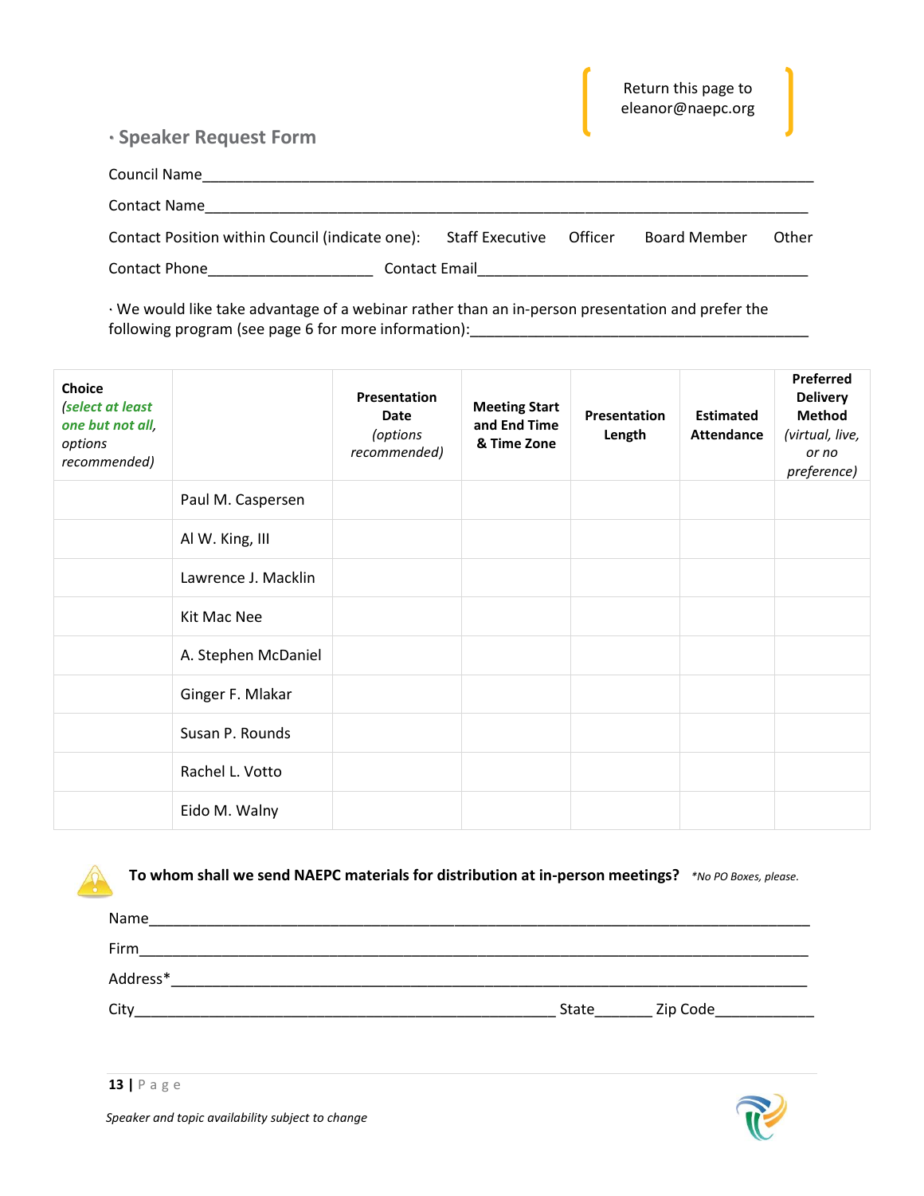Return this page to eleanor@naepc.org

## · Speaker Request Form

Council Name\_\_\_\_\_\_\_\_\_\_\_\_\_\_\_\_\_\_\_\_\_\_\_\_\_\_\_\_\_\_\_\_\_\_\_\_\_\_\_\_\_\_\_\_\_\_\_\_\_\_\_\_\_\_\_\_\_\_\_\_\_\_\_\_\_\_\_\_\_

Contact Name\_\_\_\_\_\_\_\_\_\_\_\_\_\_\_\_\_\_\_\_\_\_\_\_\_\_\_\_\_\_\_\_\_\_\_\_\_\_\_\_\_\_\_\_\_\_\_\_\_\_\_\_\_\_\_\_\_\_\_\_\_\_\_\_\_\_\_

Contact Position within Council (indicate one): Staff Executive Officer Board Member Other

Contact Phone\_\_\_\_\_\_\_\_\_\_\_\_\_\_\_\_\_\_\_ Contact Email\_\_\_\_\_\_\_\_\_\_\_\_\_\_\_\_\_\_\_\_\_\_\_\_\_\_\_\_\_\_\_\_\_\_\_\_\_\_\_

· We would like take advantage of a webinar rather than an in-person presentation and prefer the following program (see page 6 for more information):\_\_\_\_\_\_\_\_\_\_\_\_\_\_\_\_\_\_\_\_\_\_\_\_\_\_\_\_\_\_\_\_\_\_\_\_\_\_\_

| **Choice** *(select at least one but not all, options recommended)* | | **Presentation Date** *(options recommended)* | **Meeting Start and End Time & Time Zone** | **Presentation Length** | **Estimated Attendance** | **Preferred Delivery Method** *(virtual, live, or no preference)* |
|---|---|---|---|---|---|---|
| | Paul M. Caspersen | | | | | |
| | Al W. King, III | | | | | |
| | Lawrence J. Macklin | | | | | |
| | Kit Mac Nee | | | | | |
| | A. Stephen McDaniel | | | | | |
| | Ginger F. Mlakar | | | | | |
| | Susan P. Rounds | | | | | |
| | Rachel L. Votto | | | | | |
| | Eido M. Walny | | | | | |

**To whom shall we send NAEPC materials for distribution at in-person meetings?** *\*No PO Boxes, please.*

Name\_\_\_\_\_\_\_\_\_\_\_\_\_\_\_\_\_\_\_\_\_\_\_\_\_\_\_\_\_\_\_\_\_\_\_\_\_\_\_\_\_\_\_\_\_\_\_\_\_\_\_\_\_\_\_\_\_\_\_\_\_\_\_\_\_\_\_\_\_\_\_\_\_

Firm\_\_\_\_\_\_\_\_\_\_\_\_\_\_\_\_\_\_\_\_\_\_\_\_\_\_\_\_\_\_\_\_\_\_\_\_\_\_\_\_\_\_\_\_\_\_\_\_\_\_\_\_\_\_\_\_\_\_\_\_\_\_\_\_\_\_\_\_\_\_\_\_\_\_

Address\*\_\_\_\_\_\_\_\_\_\_\_\_\_\_\_\_\_\_\_\_\_\_\_\_\_\_\_\_\_\_\_\_\_\_\_\_\_\_\_\_\_\_\_\_\_\_\_\_\_\_\_\_\_\_\_\_\_\_\_\_\_\_\_\_\_\_\_\_\_\_

City\_\_\_\_\_\_\_\_\_\_\_\_\_\_\_\_\_\_\_\_\_\_\_\_\_\_\_\_\_\_\_\_\_\_\_\_\_\_\_\_\_\_\_\_\_\_\_\_ State\_\_\_\_\_\_ Zip Code\_\_\_\_\_\_\_\_\_\_\_\_

*Speaker and topic availability subject to change*